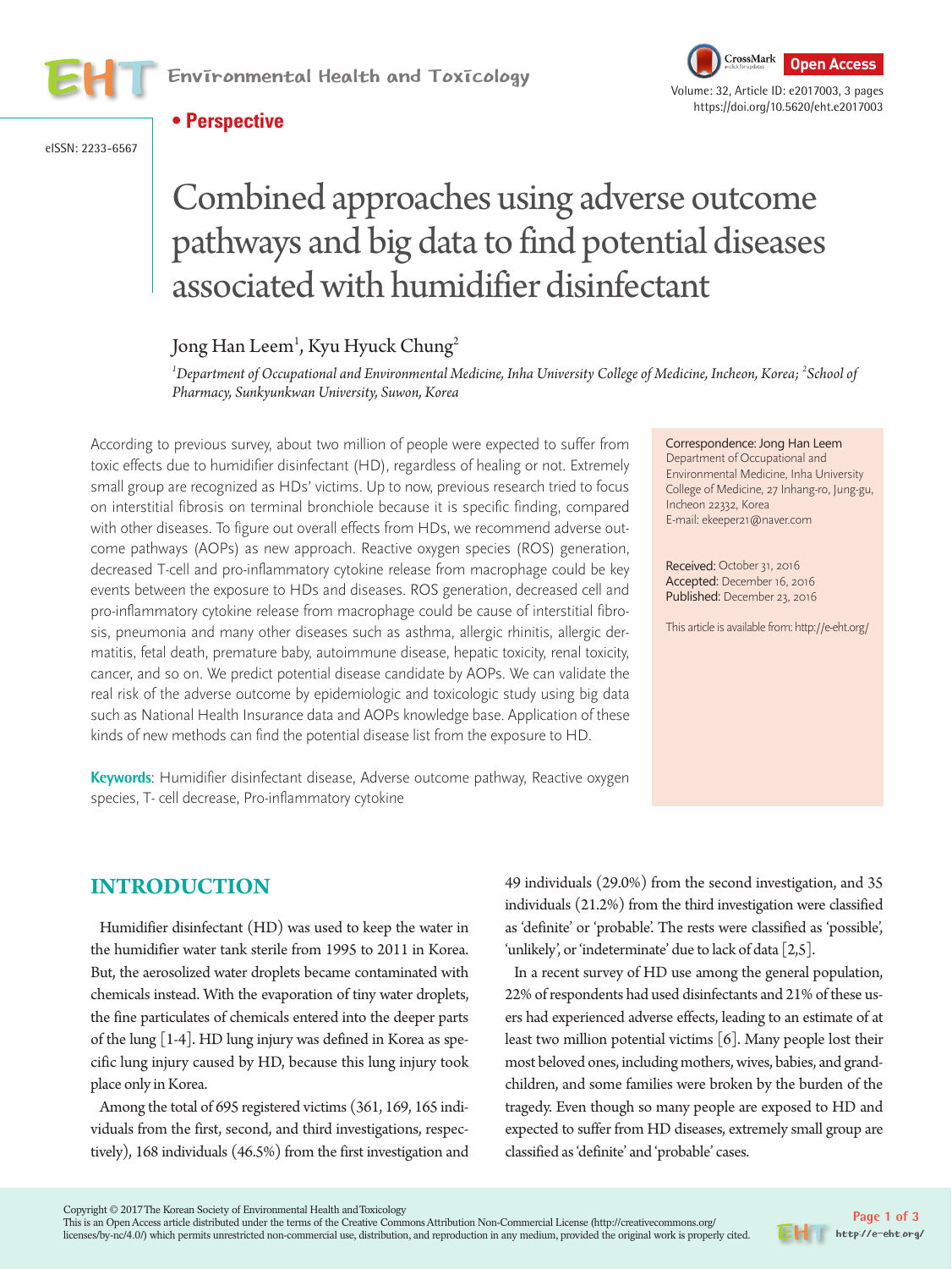**• Perspective**

eISSN: 2233-6567

# Combined approaches using adverse outcome pathways and big data to find potential diseases associated with humidifier disinfectant

Jong Han Leem[1], Kyu Hyuck Chung[2]

*[1]Department of Occupational and Environmental Medicine, Inha University College of Medicine, Incheon, Korea; [2]School of Pharmacy, Sunkyunkwan University, Suwon, Korea*

According to previous survey, about two million of people were expected to suffer from toxic effects due to humidifier disinfectant (HD), regardless of healing or not. Extremely small group are recognized as HDs' victims. Up to now, previous research tried to focus on interstitial fibrosis on terminal bronchiole because it is specific finding, compared with other diseases. To figure out overall effects from HDs, we recommend adverse outcome pathways (AOPs) as new approach. Reactive oxygen species (ROS) generation, decreased T-cell and pro-inflammatory cytokine release from macrophage could be key events between the exposure to HDs and diseases. ROS generation, decreased cell and pro-inflammatory cytokine release from macrophage could be cause of interstitial fibrosis, pneumonia and many other diseases such as asthma, allergic rhinitis, allergic dermatitis, fetal death, premature baby, autoimmune disease, hepatic toxicity, renal toxicity, cancer, and so on. We predict potential disease candidate by AOPs. We can validate the real risk of the adverse outcome by epidemiologic and toxicologic study using big data such as National Health Insurance data and AOPs knowledge base. Application of these kinds of new methods can find the potential disease list from the exposure to HD.

**Keywords**: Humidifier disinfectant disease, Adverse outcome pathway, Reactive oxygen species, T- cell decrease, Pro-inflammatory cytokine

Correspondence: Jong Han Leem
Department of Occupational and Environmental Medicine, Inha University College of Medicine, 27 Inhang-ro, Jung-gu, Incheon 22332, Korea
E-mail: ekeeper21@naver.com

Received: October 31, 2016
Accepted: December 16, 2016
Published: December 23, 2016

This article is available from: http://e-eht.org/

## INTRODUCTION

Humidifier disinfectant (HD) was used to keep the water in the humidifier water tank sterile from 1995 to 2011 in Korea. But, the aerosolized water droplets became contaminated with chemicals instead. With the evaporation of tiny water droplets, the fine particulates of chemicals entered into the deeper parts of the lung [1-4]. HD lung injury was defined in Korea as specific lung injury caused by HD, because this lung injury took place only in Korea.

Among the total of 695 registered victims (361, 169, 165 individuals from the first, second, and third investigations, respectively), 168 individuals (46.5%) from the first investigation and 49 individuals (29.0%) from the second investigation, and 35 individuals (21.2%) from the third investigation were classified as 'definite' or 'probable'. The rests were classified as 'possible', 'unlikely', or 'indeterminate' due to lack of data [2,5].

In a recent survey of HD use among the general population, 22% of respondents had used disinfectants and 21% of these users had experienced adverse effects, leading to an estimate of at least two million potential victims [6]. Many people lost their most beloved ones, including mothers, wives, babies, and grandchildren, and some families were broken by the burden of the tragedy. Even though so many people are exposed to HD and expected to suffer from HD diseases, extremely small group are classified as 'definite' and 'probable' cases.

Copyright © 2017 The Korean Society of Environmental Health and Toxicology
This is an Open Access article distributed under the terms of the Creative Commons Attribution Non-Commercial License (http://creativecommons.org/licenses/by-nc/4.0/) which permits unrestricted non-commercial use, distribution, and reproduction in any medium, provided the original work is properly cited.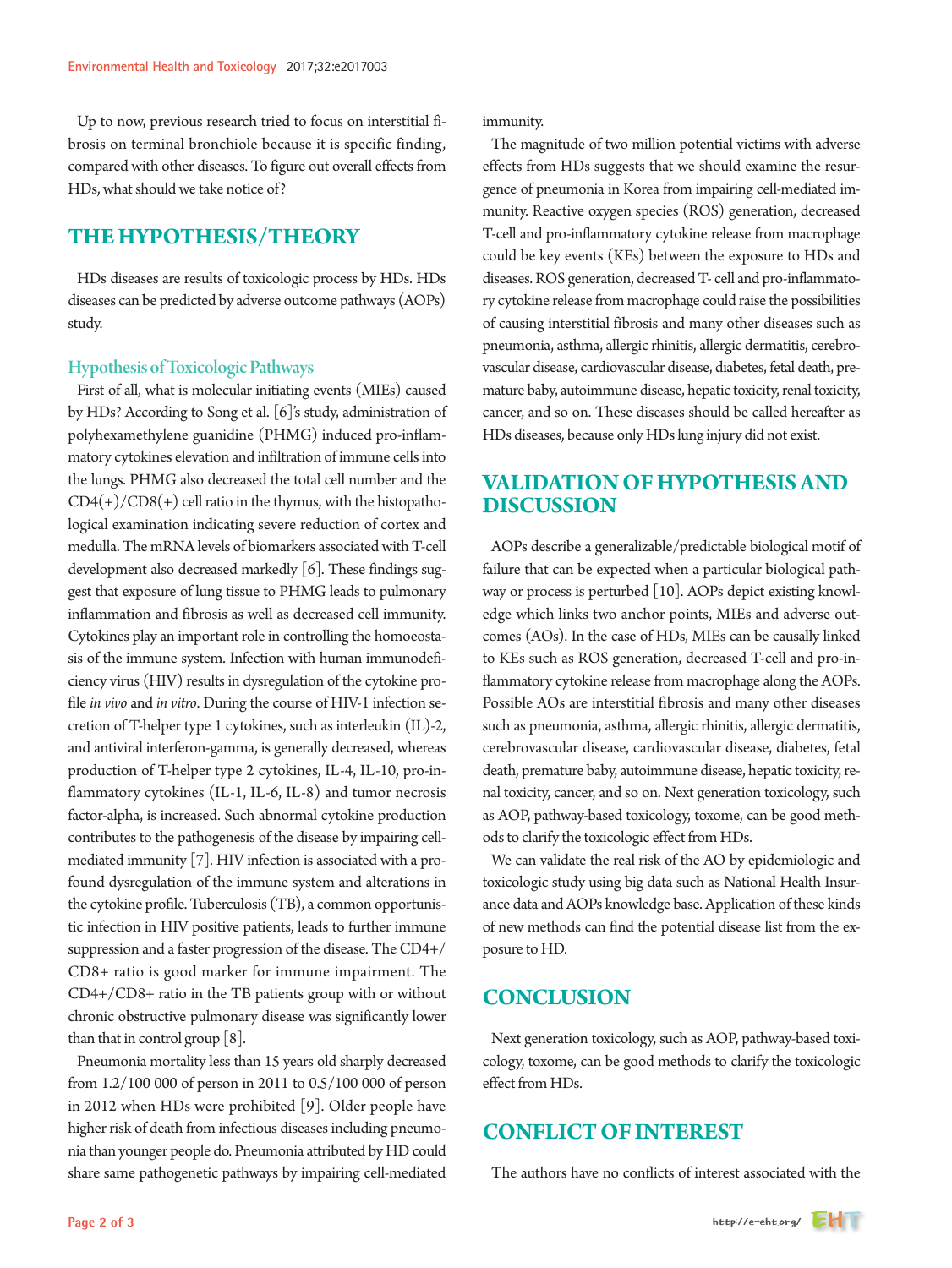Up to now, previous research tried to focus on interstitial fibrosis on terminal bronchiole because it is specific finding, compared with other diseases. To figure out overall effects from HDs, what should we take notice of?

## THE HYPOTHESIS/THEORY

HDs diseases are results of toxicologic process by HDs. HDs diseases can be predicted by adverse outcome pathways (AOPs) study.

### Hypothesis of Toxicologic Pathways

First of all, what is molecular initiating events (MIEs) caused by HDs? According to Song et al. [6]'s study, administration of polyhexamethylene guanidine (PHMG) induced pro-inflammatory cytokines elevation and infiltration of immune cells into the lungs. PHMG also decreased the total cell number and the CD4(+)/CD8(+) cell ratio in the thymus, with the histopathological examination indicating severe reduction of cortex and medulla. The mRNA levels of biomarkers associated with T-cell development also decreased markedly [6]. These findings suggest that exposure of lung tissue to PHMG leads to pulmonary inflammation and fibrosis as well as decreased cell immunity. Cytokines play an important role in controlling the homoeostasis of the immune system. Infection with human immunodeficiency virus (HIV) results in dysregulation of the cytokine profile *in vivo* and *in vitro*. During the course of HIV-1 infection secretion of T-helper type 1 cytokines, such as interleukin (IL)-2, and antiviral interferon-gamma, is generally decreased, whereas production of T-helper type 2 cytokines, IL-4, IL-10, pro-inflammatory cytokines (IL-1, IL-6, IL-8) and tumor necrosis factor-alpha, is increased. Such abnormal cytokine production contributes to the pathogenesis of the disease by impairing cell-mediated immunity [7]. HIV infection is associated with a profound dysregulation of the immune system and alterations in the cytokine profile. Tuberculosis (TB), a common opportunistic infection in HIV positive patients, leads to further immune suppression and a faster progression of the disease. The CD4+/CD8+ ratio is good marker for immune impairment. The CD4+/CD8+ ratio in the TB patients group with or without chronic obstructive pulmonary disease was significantly lower than that in control group [8].

Pneumonia mortality less than 15 years old sharply decreased from 1.2/100 000 of person in 2011 to 0.5/100 000 of person in 2012 when HDs were prohibited [9]. Older people have higher risk of death from infectious diseases including pneumonia than younger people do. Pneumonia attributed by HD could share same pathogenetic pathways by impairing cell-mediated immunity.

The magnitude of two million potential victims with adverse effects from HDs suggests that we should examine the resurgence of pneumonia in Korea from impairing cell-mediated immunity. Reactive oxygen species (ROS) generation, decreased T-cell and pro-inflammatory cytokine release from macrophage could be key events (KEs) between the exposure to HDs and diseases. ROS generation, decreased T- cell and pro-inflammatory cytokine release from macrophage could raise the possibilities of causing interstitial fibrosis and many other diseases such as pneumonia, asthma, allergic rhinitis, allergic dermatitis, cerebrovascular disease, cardiovascular disease, diabetes, fetal death, premature baby, autoimmune disease, hepatic toxicity, renal toxicity, cancer, and so on. These diseases should be called hereafter as HDs diseases, because only HDs lung injury did not exist.

## VALIDATION OF HYPOTHESIS AND DISCUSSION

AOPs describe a generalizable/predictable biological motif of failure that can be expected when a particular biological pathway or process is perturbed [10]. AOPs depict existing knowledge which links two anchor points, MIEs and adverse outcomes (AOs). In the case of HDs, MIEs can be causally linked to KEs such as ROS generation, decreased T-cell and pro-inflammatory cytokine release from macrophage along the AOPs. Possible AOs are interstitial fibrosis and many other diseases such as pneumonia, asthma, allergic rhinitis, allergic dermatitis, cerebrovascular disease, cardiovascular disease, diabetes, fetal death, premature baby, autoimmune disease, hepatic toxicity, renal toxicity, cancer, and so on. Next generation toxicology, such as AOP, pathway-based toxicology, toxome, can be good methods to clarify the toxicologic effect from HDs.

We can validate the real risk of the AO by epidemiologic and toxicologic study using big data such as National Health Insurance data and AOPs knowledge base. Application of these kinds of new methods can find the potential disease list from the exposure to HD.

## CONCLUSION

Next generation toxicology, such as AOP, pathway-based toxicology, toxome, can be good methods to clarify the toxicologic effect from HDs.

## CONFLICT OF INTEREST

The authors have no conflicts of interest associated with the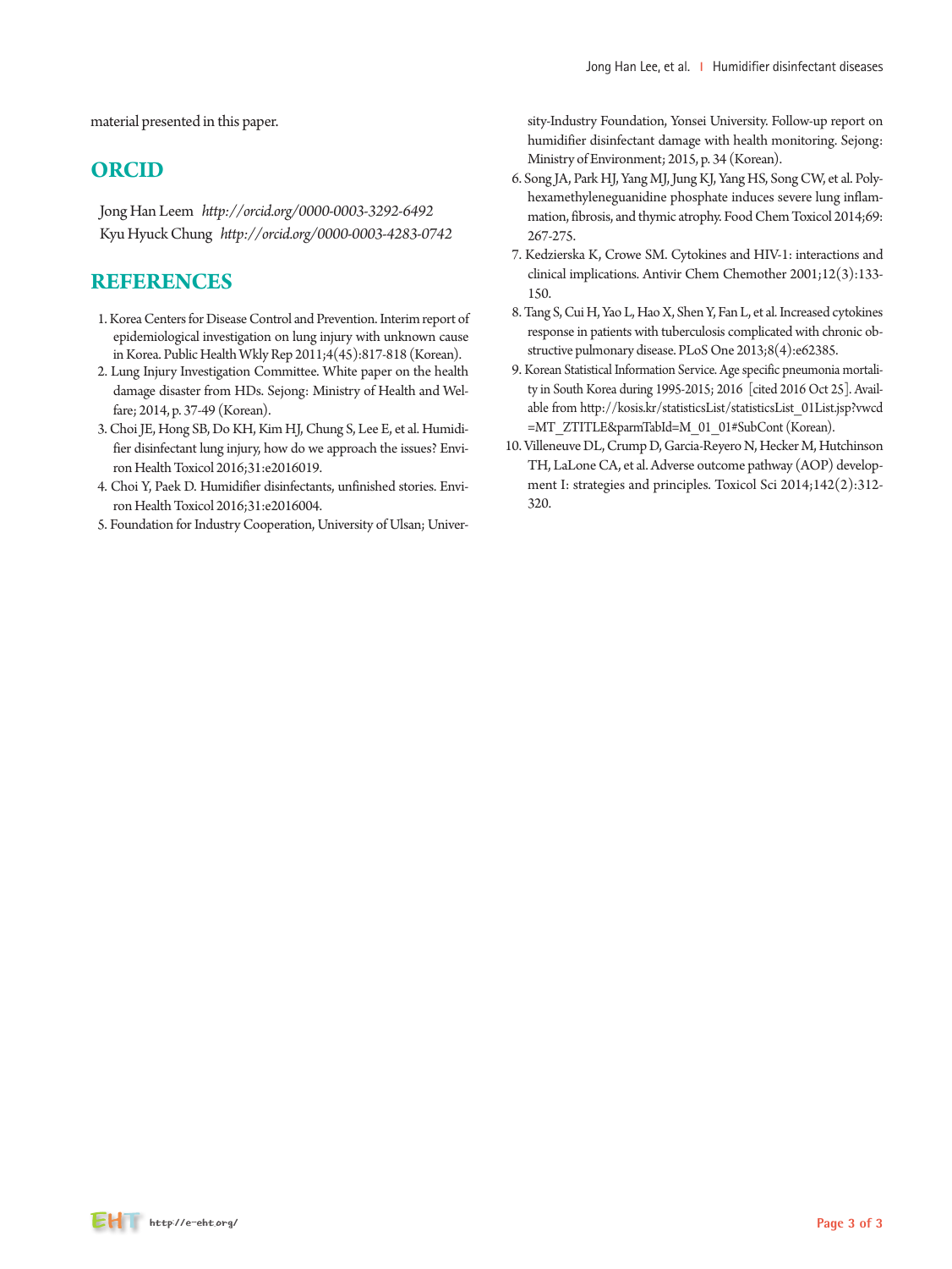material presented in this paper.

## ORCID

Jong Han Leem *http://orcid.org/0000-0003-3292-6492*
Kyu Hyuck Chung *http://orcid.org/0000-0003-4283-0742*

## REFERENCES

1. Korea Centers for Disease Control and Prevention. Interim report of epidemiological investigation on lung injury with unknown cause in Korea. Public Health Wkly Rep 2011;4(45):817-818 (Korean).
2. Lung Injury Investigation Committee. White paper on the health damage disaster from HDs. Sejong: Ministry of Health and Welfare; 2014, p. 37-49 (Korean).
3. Choi JE, Hong SB, Do KH, Kim HJ, Chung S, Lee E, et al. Humidifier disinfectant lung injury, how do we approach the issues? Environ Health Toxicol 2016;31:e2016019.
4. Choi Y, Paek D. Humidifier disinfectants, unfinished stories. Environ Health Toxicol 2016;31:e2016004.
5. Foundation for Industry Cooperation, University of Ulsan; University-Industry Foundation, Yonsei University. Follow-up report on humidifier disinfectant damage with health monitoring. Sejong: Ministry of Environment; 2015, p. 34 (Korean).
6. Song JA, Park HJ, Yang MJ, Jung KJ, Yang HS, Song CW, et al. Polyhexamethyleneguanidine phosphate induces severe lung inflammation, fibrosis, and thymic atrophy. Food Chem Toxicol 2014;69:267-275.
7. Kedzierska K, Crowe SM. Cytokines and HIV-1: interactions and clinical implications. Antivir Chem Chemother 2001;12(3):133-150.
8. Tang S, Cui H, Yao L, Hao X, Shen Y, Fan L, et al. Increased cytokines response in patients with tuberculosis complicated with chronic obstructive pulmonary disease. PLoS One 2013;8(4):e62385.
9. Korean Statistical Information Service. Age specific pneumonia mortality in South Korea during 1995-2015; 2016 [cited 2016 Oct 25]. Available from http://kosis.kr/statisticsList/statisticsList_01List.jsp?vwcd=MT_ZTITLE&parmTabId=M_01_01#SubCont (Korean).
10. Villeneuve DL, Crump D, Garcia-Reyero N, Hecker M, Hutchinson TH, LaLone CA, et al. Adverse outcome pathway (AOP) development I: strategies and principles. Toxicol Sci 2014;142(2):312-320.